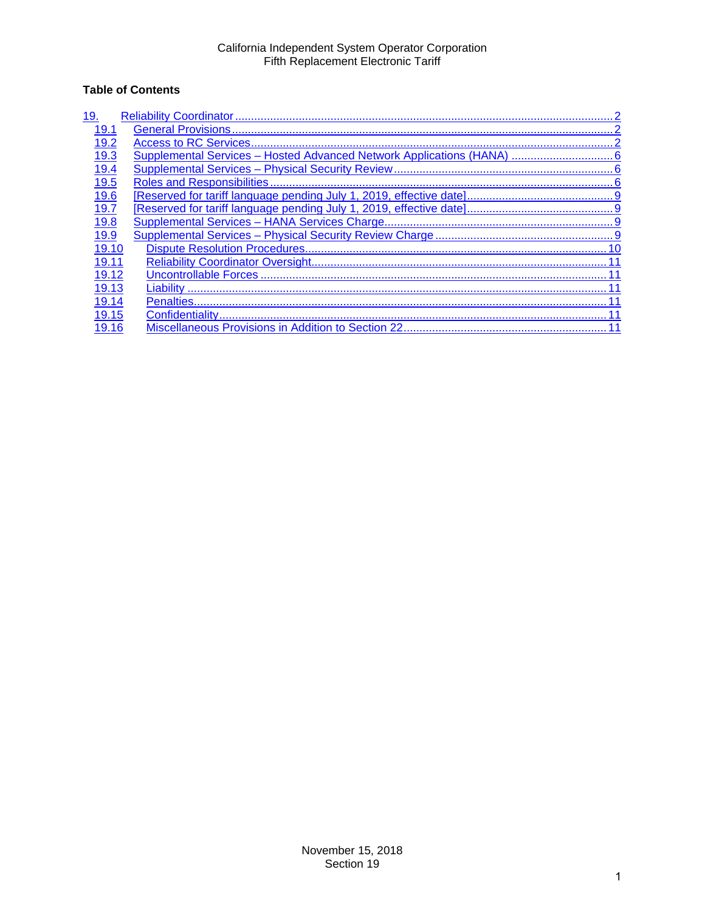California Independent System Operator Corporation
Fifth Replacement Electronic Tariff

**Table of Contents**

- 19. Reliability Coordinator ..... 2
  - 19.1 General Provisions ..... 2
  - 19.2 Access to RC Services ..... 2
  - 19.3 Supplemental Services – Hosted Advanced Network Applications (HANA) ..... 6
  - 19.4 Supplemental Services – Physical Security Review ..... 6
  - 19.5 Roles and Responsibilities ..... 6
  - 19.6 [Reserved for tariff language pending July 1, 2019, effective date] ..... 9
  - 19.7 [Reserved for tariff language pending July 1, 2019, effective date] ..... 9
  - 19.8 Supplemental Services – HANA Services Charge ..... 9
  - 19.9 Supplemental Services – Physical Security Review Charge ..... 9
  - 19.10 Dispute Resolution Procedures ..... 10
  - 19.11 Reliability Coordinator Oversight ..... 11
  - 19.12 Uncontrollable Forces ..... 11
  - 19.13 Liability ..... 11
  - 19.14 Penalties ..... 11
  - 19.15 Confidentiality ..... 11
  - 19.16 Miscellaneous Provisions in Addition to Section 22 ..... 11

November 15, 2018
Section 19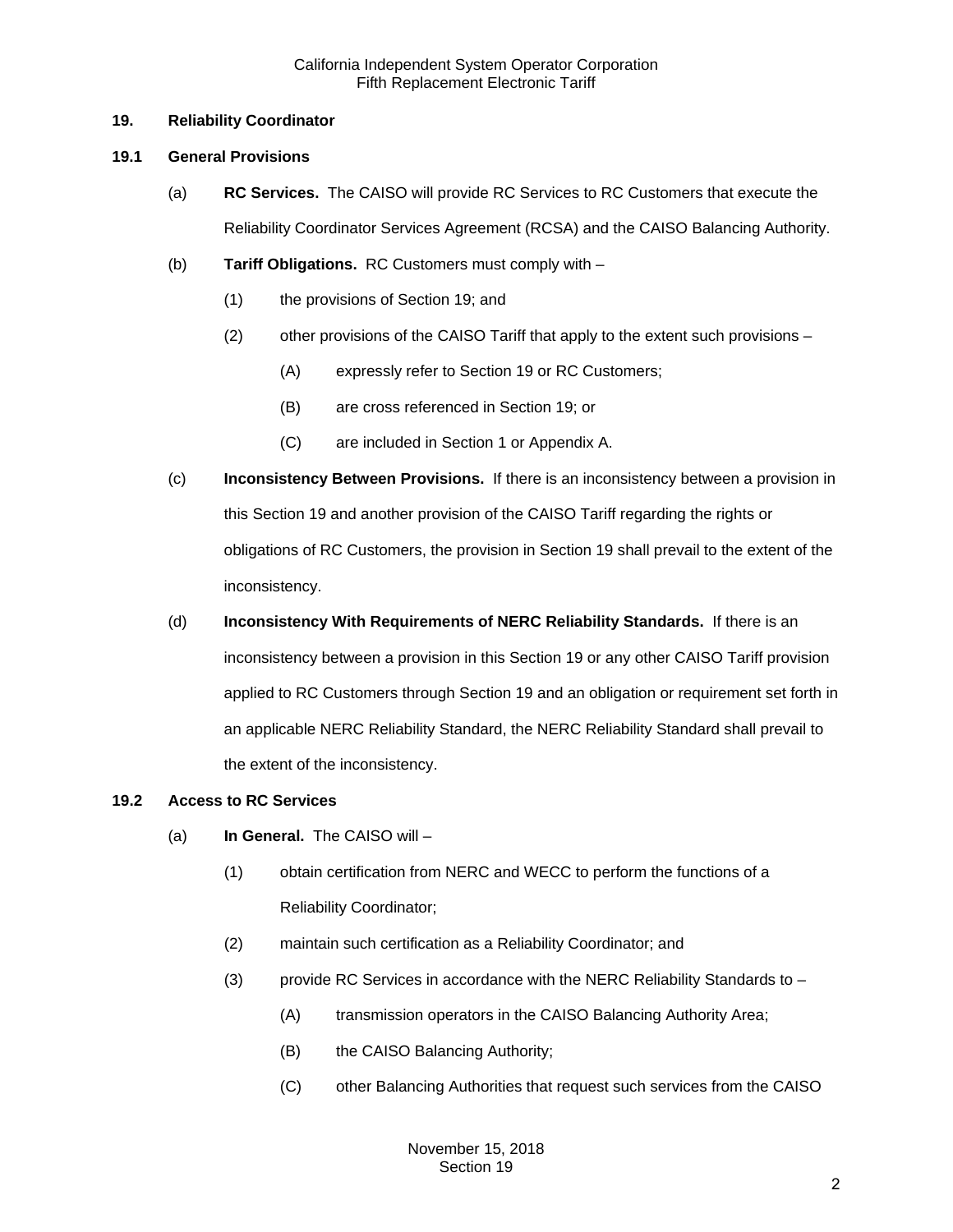## 19. Reliability Coordinator

### 19.1 General Provisions

(a) **RC Services.** The CAISO will provide RC Services to RC Customers that execute the Reliability Coordinator Services Agreement (RCSA) and the CAISO Balancing Authority.

(b) **Tariff Obligations.** RC Customers must comply with –

(1) the provisions of Section 19; and

(2) other provisions of the CAISO Tariff that apply to the extent such provisions –

(A) expressly refer to Section 19 or RC Customers;

(B) are cross referenced in Section 19; or

(C) are included in Section 1 or Appendix A.

(c) **Inconsistency Between Provisions.** If there is an inconsistency between a provision in this Section 19 and another provision of the CAISO Tariff regarding the rights or obligations of RC Customers, the provision in Section 19 shall prevail to the extent of the inconsistency.

(d) **Inconsistency With Requirements of NERC Reliability Standards.** If there is an inconsistency between a provision in this Section 19 or any other CAISO Tariff provision applied to RC Customers through Section 19 and an obligation or requirement set forth in an applicable NERC Reliability Standard, the NERC Reliability Standard shall prevail to the extent of the inconsistency.

### 19.2 Access to RC Services

(a) **In General.** The CAISO will –

(1) obtain certification from NERC and WECC to perform the functions of a Reliability Coordinator;

(2) maintain such certification as a Reliability Coordinator; and

(3) provide RC Services in accordance with the NERC Reliability Standards to –

(A) transmission operators in the CAISO Balancing Authority Area;

(B) the CAISO Balancing Authority;

(C) other Balancing Authorities that request such services from the CAISO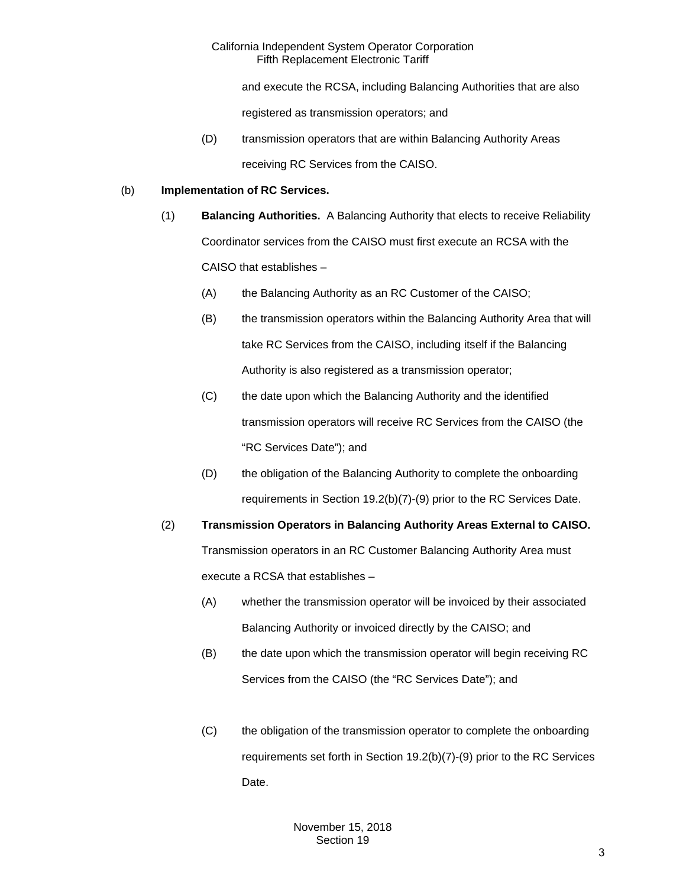and execute the RCSA, including Balancing Authorities that are also registered as transmission operators; and

(D) transmission operators that are within Balancing Authority Areas receiving RC Services from the CAISO.

(b) **Implementation of RC Services.**

(1) **Balancing Authorities.** A Balancing Authority that elects to receive Reliability Coordinator services from the CAISO must first execute an RCSA with the CAISO that establishes –

(A) the Balancing Authority as an RC Customer of the CAISO;

(B) the transmission operators within the Balancing Authority Area that will take RC Services from the CAISO, including itself if the Balancing Authority is also registered as a transmission operator;

(C) the date upon which the Balancing Authority and the identified transmission operators will receive RC Services from the CAISO (the "RC Services Date"); and

(D) the obligation of the Balancing Authority to complete the onboarding requirements in Section 19.2(b)(7)-(9) prior to the RC Services Date.

(2) **Transmission Operators in Balancing Authority Areas External to CAISO.** Transmission operators in an RC Customer Balancing Authority Area must execute a RCSA that establishes –

(A) whether the transmission operator will be invoiced by their associated Balancing Authority or invoiced directly by the CAISO; and

(B) the date upon which the transmission operator will begin receiving RC Services from the CAISO (the "RC Services Date"); and

(C) the obligation of the transmission operator to complete the onboarding requirements set forth in Section 19.2(b)(7)-(9) prior to the RC Services Date.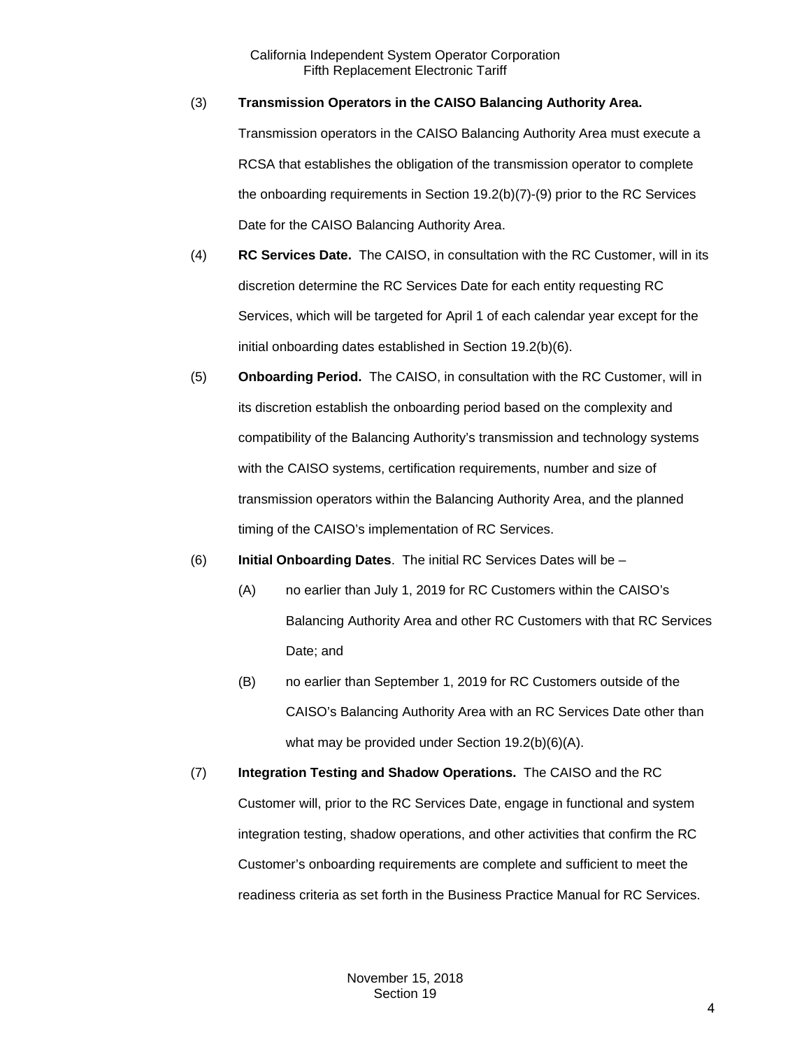(3) **Transmission Operators in the CAISO Balancing Authority Area.** Transmission operators in the CAISO Balancing Authority Area must execute a RCSA that establishes the obligation of the transmission operator to complete the onboarding requirements in Section 19.2(b)(7)-(9) prior to the RC Services Date for the CAISO Balancing Authority Area.

(4) **RC Services Date.** The CAISO, in consultation with the RC Customer, will in its discretion determine the RC Services Date for each entity requesting RC Services, which will be targeted for April 1 of each calendar year except for the initial onboarding dates established in Section 19.2(b)(6).

(5) **Onboarding Period.** The CAISO, in consultation with the RC Customer, will in its discretion establish the onboarding period based on the complexity and compatibility of the Balancing Authority's transmission and technology systems with the CAISO systems, certification requirements, number and size of transmission operators within the Balancing Authority Area, and the planned timing of the CAISO's implementation of RC Services.

(6) **Initial Onboarding Dates**. The initial RC Services Dates will be –

(A) no earlier than July 1, 2019 for RC Customers within the CAISO's Balancing Authority Area and other RC Customers with that RC Services Date; and

(B) no earlier than September 1, 2019 for RC Customers outside of the CAISO's Balancing Authority Area with an RC Services Date other than what may be provided under Section 19.2(b)(6)(A).

(7) **Integration Testing and Shadow Operations.** The CAISO and the RC Customer will, prior to the RC Services Date, engage in functional and system integration testing, shadow operations, and other activities that confirm the RC Customer's onboarding requirements are complete and sufficient to meet the readiness criteria as set forth in the Business Practice Manual for RC Services.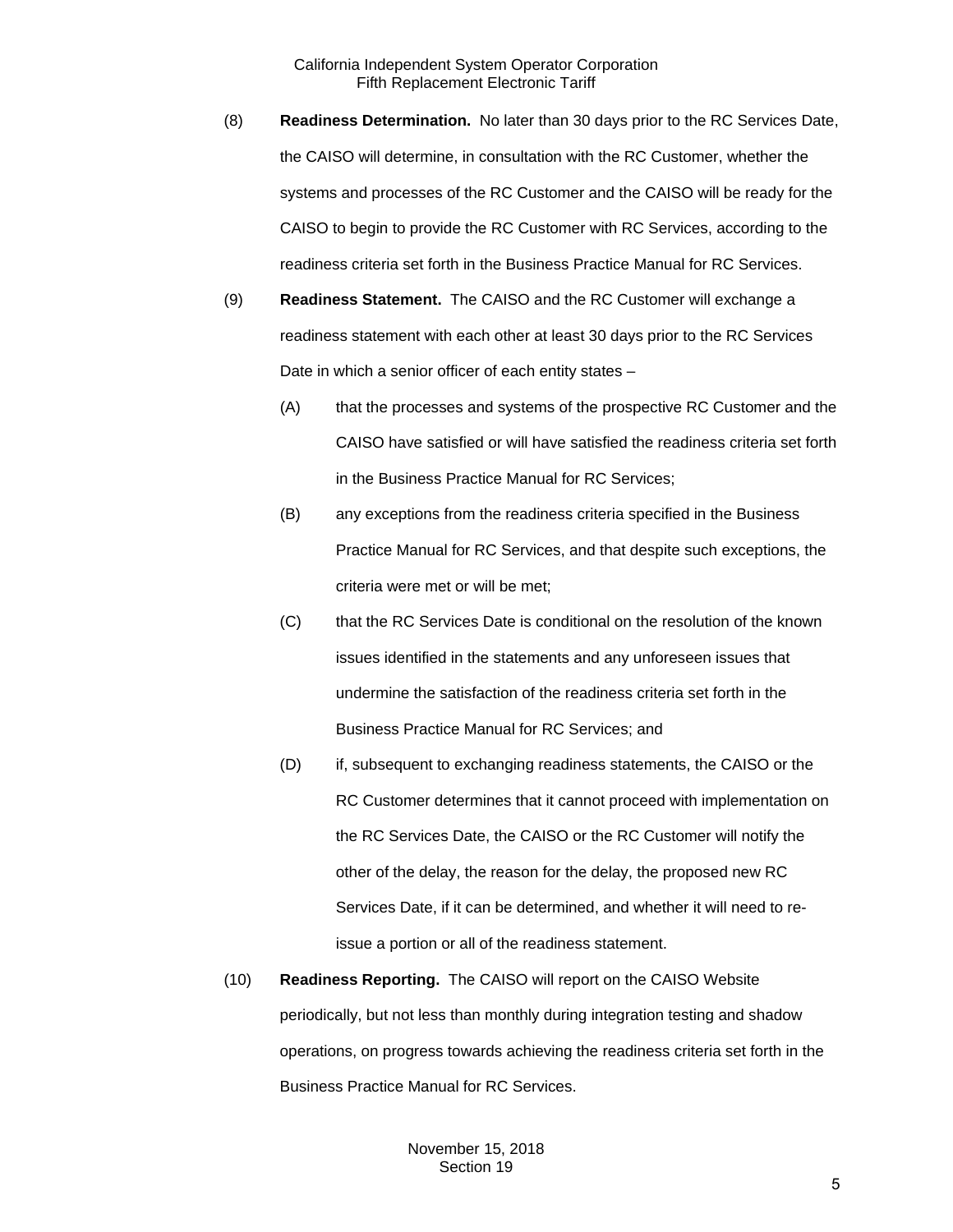(8) **Readiness Determination.** No later than 30 days prior to the RC Services Date, the CAISO will determine, in consultation with the RC Customer, whether the systems and processes of the RC Customer and the CAISO will be ready for the CAISO to begin to provide the RC Customer with RC Services, according to the readiness criteria set forth in the Business Practice Manual for RC Services.

(9) **Readiness Statement.** The CAISO and the RC Customer will exchange a readiness statement with each other at least 30 days prior to the RC Services Date in which a senior officer of each entity states –

> (A) that the processes and systems of the prospective RC Customer and the CAISO have satisfied or will have satisfied the readiness criteria set forth in the Business Practice Manual for RC Services;
>
> (B) any exceptions from the readiness criteria specified in the Business Practice Manual for RC Services, and that despite such exceptions, the criteria were met or will be met;
>
> (C) that the RC Services Date is conditional on the resolution of the known issues identified in the statements and any unforeseen issues that undermine the satisfaction of the readiness criteria set forth in the Business Practice Manual for RC Services; and
>
> (D) if, subsequent to exchanging readiness statements, the CAISO or the RC Customer determines that it cannot proceed with implementation on the RC Services Date, the CAISO or the RC Customer will notify the other of the delay, the reason for the delay, the proposed new RC Services Date, if it can be determined, and whether it will need to re-issue a portion or all of the readiness statement.

(10) **Readiness Reporting.** The CAISO will report on the CAISO Website periodically, but not less than monthly during integration testing and shadow operations, on progress towards achieving the readiness criteria set forth in the Business Practice Manual for RC Services.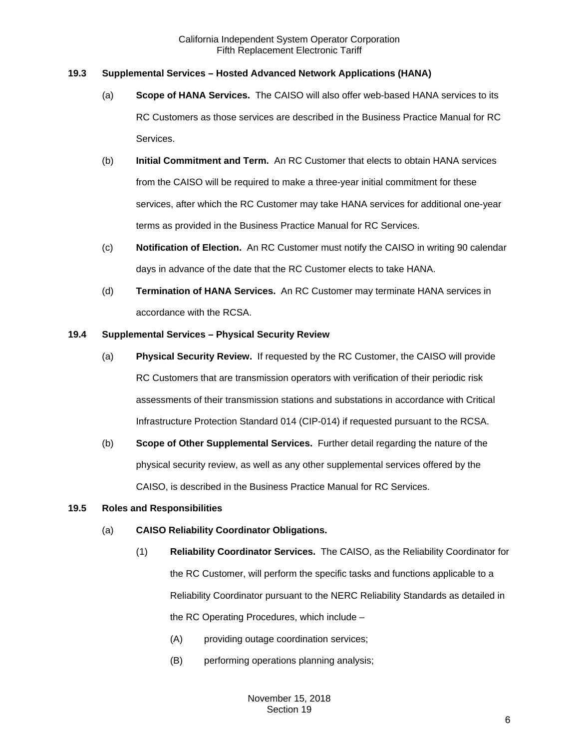**19.3 Supplemental Services – Hosted Advanced Network Applications (HANA)**

(a) **Scope of HANA Services.** The CAISO will also offer web-based HANA services to its RC Customers as those services are described in the Business Practice Manual for RC Services.

(b) **Initial Commitment and Term.** An RC Customer that elects to obtain HANA services from the CAISO will be required to make a three-year initial commitment for these services, after which the RC Customer may take HANA services for additional one-year terms as provided in the Business Practice Manual for RC Services.

(c) **Notification of Election.** An RC Customer must notify the CAISO in writing 90 calendar days in advance of the date that the RC Customer elects to take HANA.

(d) **Termination of HANA Services.** An RC Customer may terminate HANA services in accordance with the RCSA.

**19.4 Supplemental Services – Physical Security Review**

(a) **Physical Security Review.** If requested by the RC Customer, the CAISO will provide RC Customers that are transmission operators with verification of their periodic risk assessments of their transmission stations and substations in accordance with Critical Infrastructure Protection Standard 014 (CIP-014) if requested pursuant to the RCSA.

(b) **Scope of Other Supplemental Services.** Further detail regarding the nature of the physical security review, as well as any other supplemental services offered by the CAISO, is described in the Business Practice Manual for RC Services.

**19.5 Roles and Responsibilities**

(a) **CAISO Reliability Coordinator Obligations.**

(1) **Reliability Coordinator Services.** The CAISO, as the Reliability Coordinator for the RC Customer, will perform the specific tasks and functions applicable to a Reliability Coordinator pursuant to the NERC Reliability Standards as detailed in the RC Operating Procedures, which include –

(A) providing outage coordination services;

(B) performing operations planning analysis;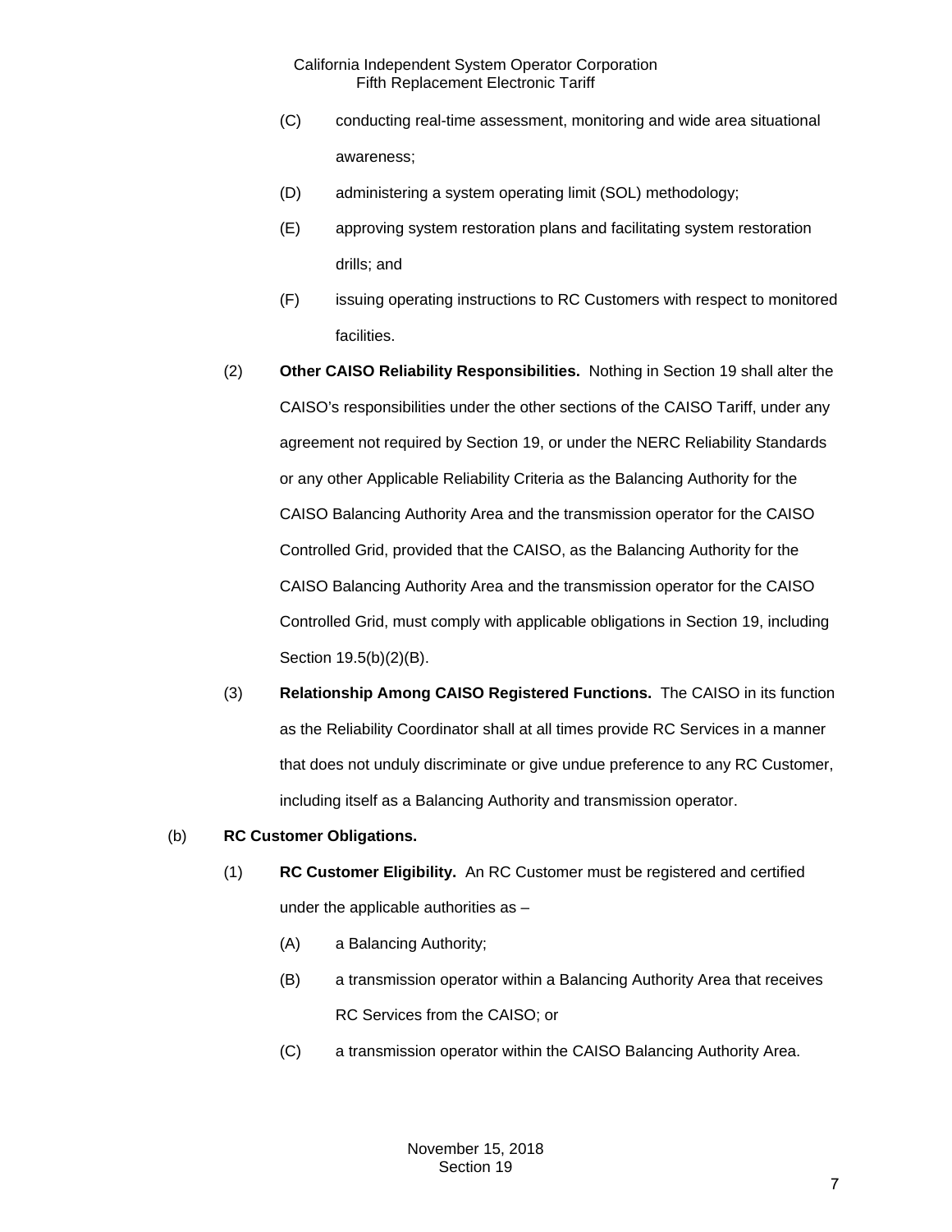(C) conducting real-time assessment, monitoring and wide area situational awareness;

(D) administering a system operating limit (SOL) methodology;

(E) approving system restoration plans and facilitating system restoration drills; and

(F) issuing operating instructions to RC Customers with respect to monitored facilities.

(2) **Other CAISO Reliability Responsibilities.** Nothing in Section 19 shall alter the CAISO's responsibilities under the other sections of the CAISO Tariff, under any agreement not required by Section 19, or under the NERC Reliability Standards or any other Applicable Reliability Criteria as the Balancing Authority for the CAISO Balancing Authority Area and the transmission operator for the CAISO Controlled Grid, provided that the CAISO, as the Balancing Authority for the CAISO Balancing Authority Area and the transmission operator for the CAISO Controlled Grid, must comply with applicable obligations in Section 19, including Section 19.5(b)(2)(B).

(3) **Relationship Among CAISO Registered Functions.** The CAISO in its function as the Reliability Coordinator shall at all times provide RC Services in a manner that does not unduly discriminate or give undue preference to any RC Customer, including itself as a Balancing Authority and transmission operator.

(b) **RC Customer Obligations.**

(1) **RC Customer Eligibility.** An RC Customer must be registered and certified under the applicable authorities as –

(A) a Balancing Authority;

(B) a transmission operator within a Balancing Authority Area that receives RC Services from the CAISO; or

(C) a transmission operator within the CAISO Balancing Authority Area.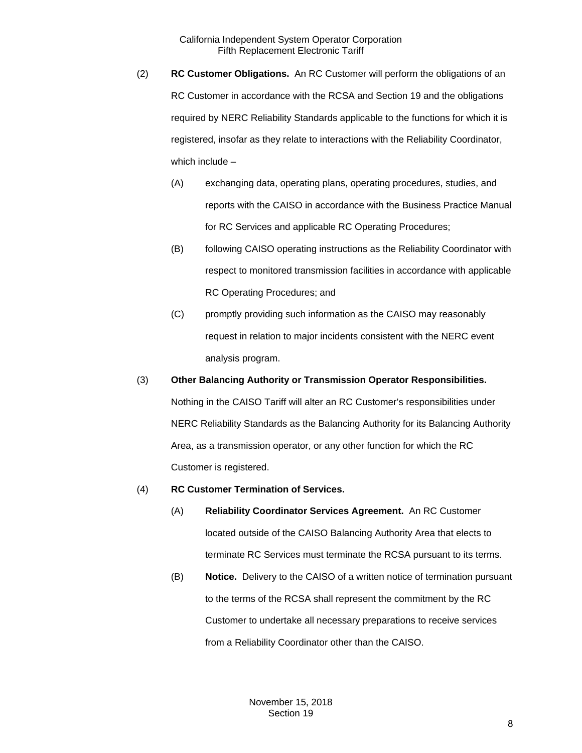(2) **RC Customer Obligations.** An RC Customer will perform the obligations of an RC Customer in accordance with the RCSA and Section 19 and the obligations required by NERC Reliability Standards applicable to the functions for which it is registered, insofar as they relate to interactions with the Reliability Coordinator, which include –

(A) exchanging data, operating plans, operating procedures, studies, and reports with the CAISO in accordance with the Business Practice Manual for RC Services and applicable RC Operating Procedures;

(B) following CAISO operating instructions as the Reliability Coordinator with respect to monitored transmission facilities in accordance with applicable RC Operating Procedures; and

(C) promptly providing such information as the CAISO may reasonably request in relation to major incidents consistent with the NERC event analysis program.

(3) **Other Balancing Authority or Transmission Operator Responsibilities.** Nothing in the CAISO Tariff will alter an RC Customer's responsibilities under NERC Reliability Standards as the Balancing Authority for its Balancing Authority Area, as a transmission operator, or any other function for which the RC Customer is registered.

(4) **RC Customer Termination of Services.**

(A) **Reliability Coordinator Services Agreement.** An RC Customer located outside of the CAISO Balancing Authority Area that elects to terminate RC Services must terminate the RCSA pursuant to its terms.

(B) **Notice.** Delivery to the CAISO of a written notice of termination pursuant to the terms of the RCSA shall represent the commitment by the RC Customer to undertake all necessary preparations to receive services from a Reliability Coordinator other than the CAISO.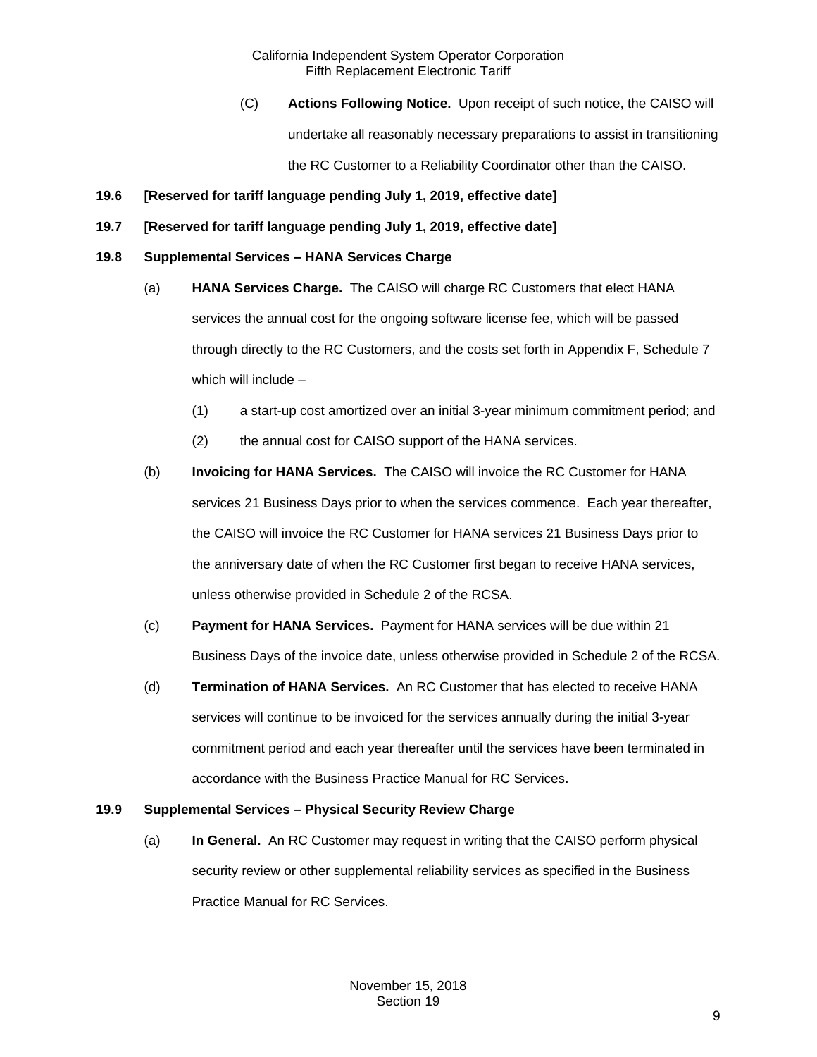(C) **Actions Following Notice.** Upon receipt of such notice, the CAISO will undertake all reasonably necessary preparations to assist in transitioning the RC Customer to a Reliability Coordinator other than the CAISO.

**19.6 [Reserved for tariff language pending July 1, 2019, effective date]**

**19.7 [Reserved for tariff language pending July 1, 2019, effective date]**

**19.8 Supplemental Services – HANA Services Charge**

(a) **HANA Services Charge.** The CAISO will charge RC Customers that elect HANA services the annual cost for the ongoing software license fee, which will be passed through directly to the RC Customers, and the costs set forth in Appendix F, Schedule 7 which will include –

(1) a start-up cost amortized over an initial 3-year minimum commitment period; and

(2) the annual cost for CAISO support of the HANA services.

(b) **Invoicing for HANA Services.** The CAISO will invoice the RC Customer for HANA services 21 Business Days prior to when the services commence. Each year thereafter, the CAISO will invoice the RC Customer for HANA services 21 Business Days prior to the anniversary date of when the RC Customer first began to receive HANA services, unless otherwise provided in Schedule 2 of the RCSA.

(c) **Payment for HANA Services.** Payment for HANA services will be due within 21 Business Days of the invoice date, unless otherwise provided in Schedule 2 of the RCSA.

(d) **Termination of HANA Services.** An RC Customer that has elected to receive HANA services will continue to be invoiced for the services annually during the initial 3-year commitment period and each year thereafter until the services have been terminated in accordance with the Business Practice Manual for RC Services.

**19.9 Supplemental Services – Physical Security Review Charge**

(a) **In General.** An RC Customer may request in writing that the CAISO perform physical security review or other supplemental reliability services as specified in the Business Practice Manual for RC Services.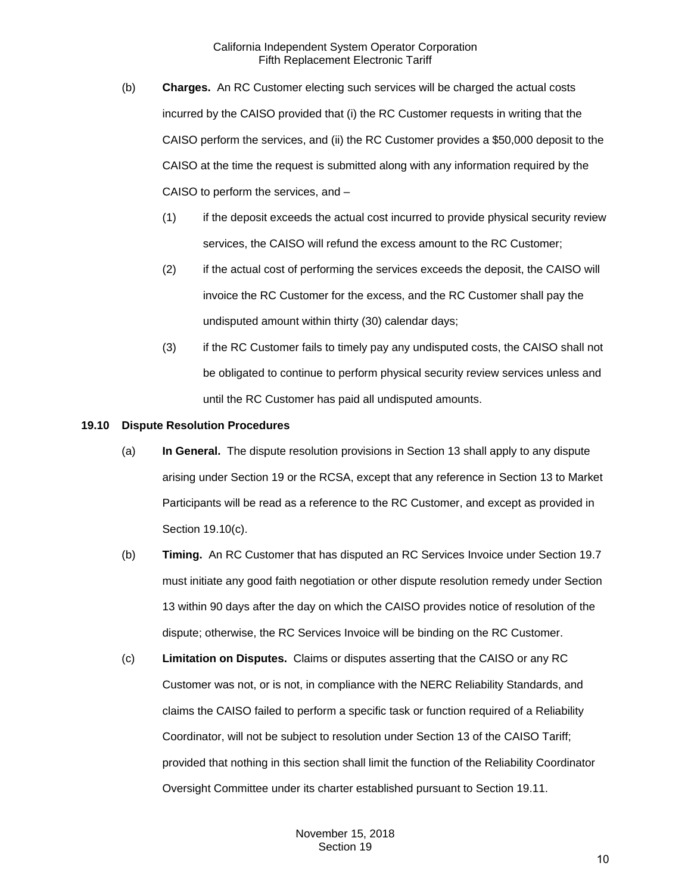(b) **Charges.** An RC Customer electing such services will be charged the actual costs incurred by the CAISO provided that (i) the RC Customer requests in writing that the CAISO perform the services, and (ii) the RC Customer provides a $50,000 deposit to the CAISO at the time the request is submitted along with any information required by the CAISO to perform the services, and –

(1) if the deposit exceeds the actual cost incurred to provide physical security review services, the CAISO will refund the excess amount to the RC Customer;

(2) if the actual cost of performing the services exceeds the deposit, the CAISO will invoice the RC Customer for the excess, and the RC Customer shall pay the undisputed amount within thirty (30) calendar days;

(3) if the RC Customer fails to timely pay any undisputed costs, the CAISO shall not be obligated to continue to perform physical security review services unless and until the RC Customer has paid all undisputed amounts.

### 19.10 Dispute Resolution Procedures

(a) **In General.** The dispute resolution provisions in Section 13 shall apply to any dispute arising under Section 19 or the RCSA, except that any reference in Section 13 to Market Participants will be read as a reference to the RC Customer, and except as provided in Section 19.10(c).

(b) **Timing.** An RC Customer that has disputed an RC Services Invoice under Section 19.7 must initiate any good faith negotiation or other dispute resolution remedy under Section 13 within 90 days after the day on which the CAISO provides notice of resolution of the dispute; otherwise, the RC Services Invoice will be binding on the RC Customer.

(c) **Limitation on Disputes.** Claims or disputes asserting that the CAISO or any RC Customer was not, or is not, in compliance with the NERC Reliability Standards, and claims the CAISO failed to perform a specific task or function required of a Reliability Coordinator, will not be subject to resolution under Section 13 of the CAISO Tariff; provided that nothing in this section shall limit the function of the Reliability Coordinator Oversight Committee under its charter established pursuant to Section 19.11.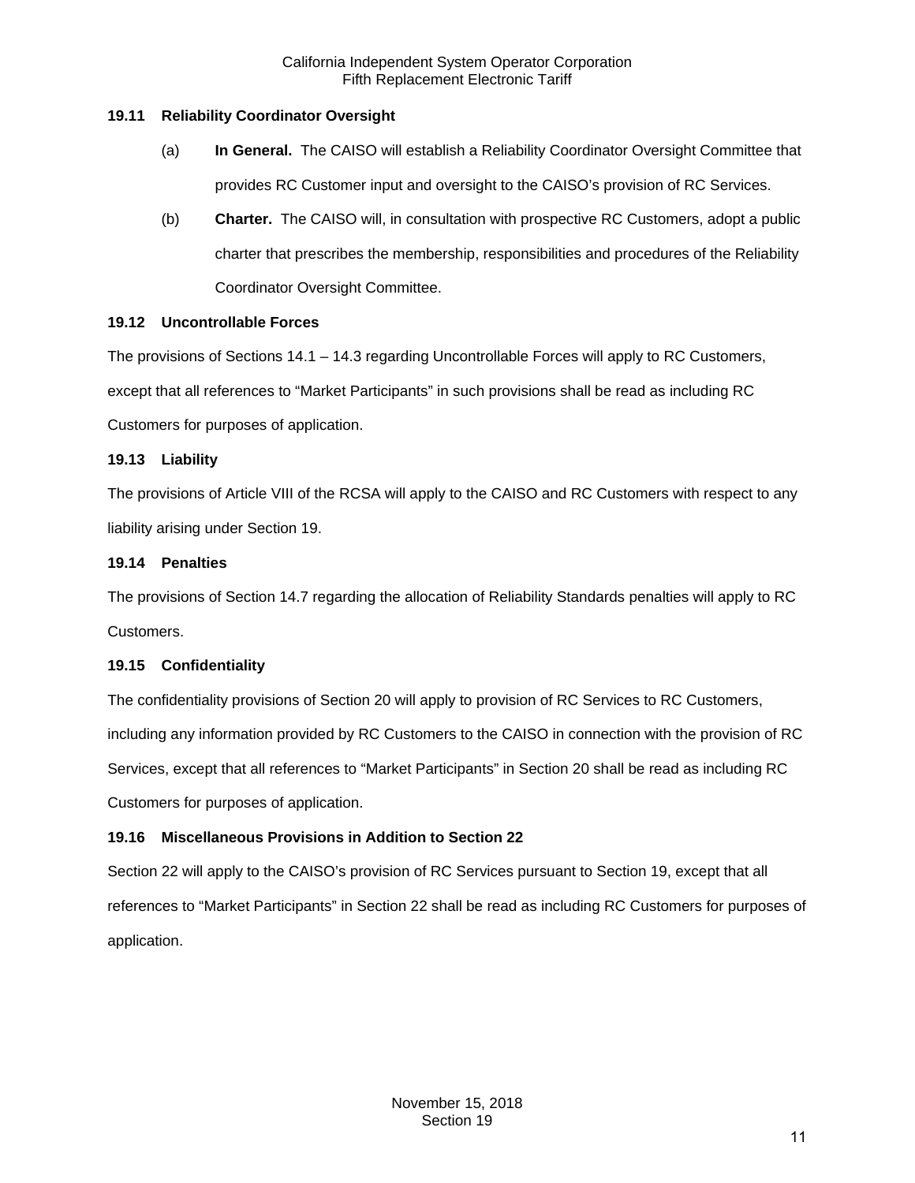### 19.11 Reliability Coordinator Oversight

(a) **In General.** The CAISO will establish a Reliability Coordinator Oversight Committee that provides RC Customer input and oversight to the CAISO's provision of RC Services.

(b) **Charter.** The CAISO will, in consultation with prospective RC Customers, adopt a public charter that prescribes the membership, responsibilities and procedures of the Reliability Coordinator Oversight Committee.

### 19.12 Uncontrollable Forces

The provisions of Sections 14.1 – 14.3 regarding Uncontrollable Forces will apply to RC Customers, except that all references to "Market Participants" in such provisions shall be read as including RC Customers for purposes of application.

### 19.13 Liability

The provisions of Article VIII of the RCSA will apply to the CAISO and RC Customers with respect to any liability arising under Section 19.

### 19.14 Penalties

The provisions of Section 14.7 regarding the allocation of Reliability Standards penalties will apply to RC Customers.

### 19.15 Confidentiality

The confidentiality provisions of Section 20 will apply to provision of RC Services to RC Customers, including any information provided by RC Customers to the CAISO in connection with the provision of RC Services, except that all references to "Market Participants" in Section 20 shall be read as including RC Customers for purposes of application.

### 19.16 Miscellaneous Provisions in Addition to Section 22

Section 22 will apply to the CAISO's provision of RC Services pursuant to Section 19, except that all references to "Market Participants" in Section 22 shall be read as including RC Customers for purposes of application.